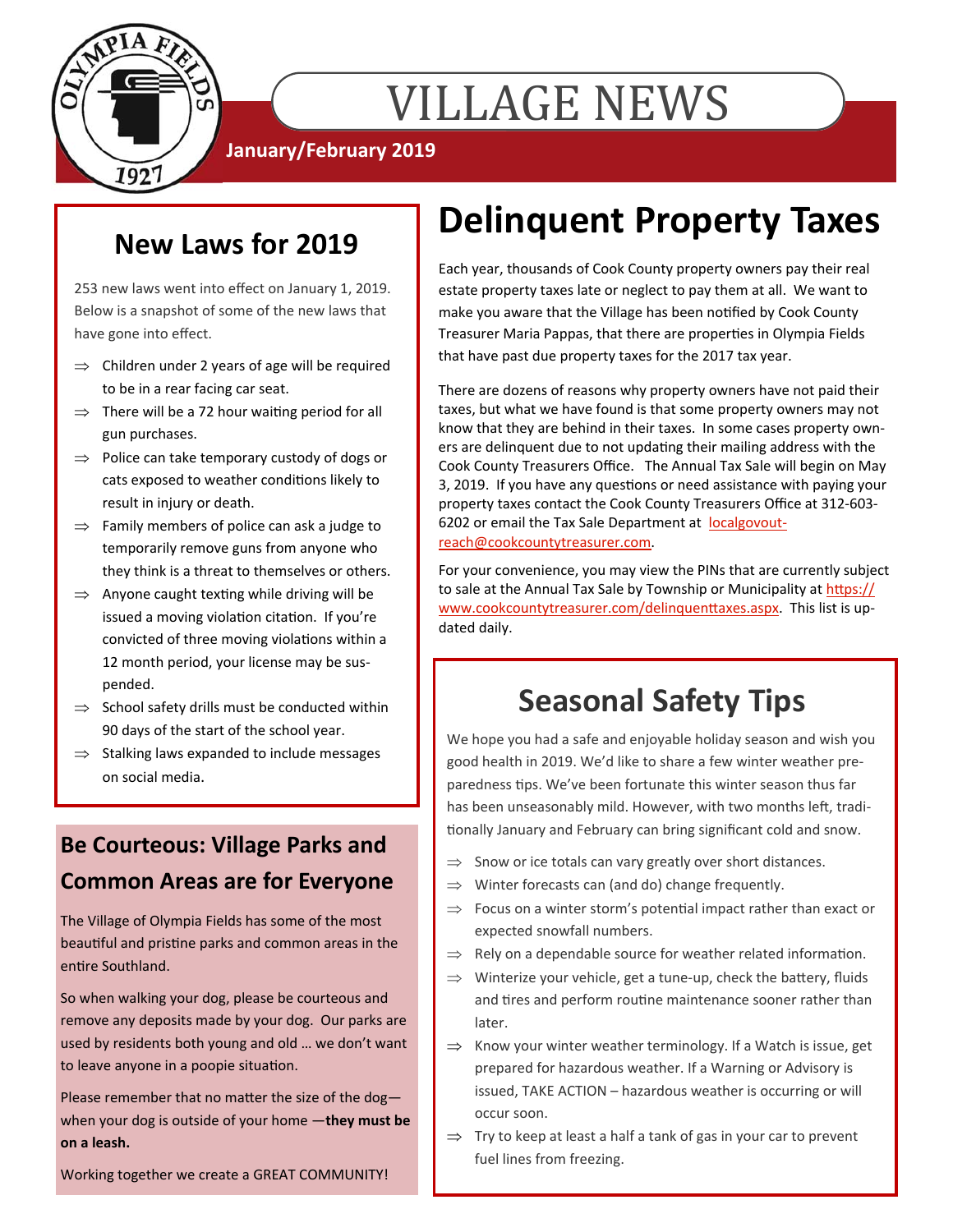# VILLAGE NEWS

**January/February 2019**

## New Laws for 2019

253 new laws went into effect on January 1, 2019. Below is a snapshot of some of the new laws that have gone into effect.

- ⇒ Children under 2 years of age will be required to be in a rear facing car seat.
- ⇒ There will be a 72 hour waiting period for all gun purchases.
- ⇒ Police can take temporary custody of dogs or cats exposed to weather conditions likely to result in injury or death.
- ⇒ Family members of police can ask a judge to temporarily remove guns from anyone who they think is a threat to themselves or others.
- ⇒ Anyone caught texting while driving will be issued a moving violation citation. If you're convicted of three moving violations within a 12 month period, your license may be suspended.
- ⇒ School safety drills must be conducted within 90 days of the start of the school year.
- ⇒ Stalking laws expanded to include messages on social media.

## Be Courteous: Village Parks and Common Areas are for Everyone

The Village of Olympia Fields has some of the most beautiful and pristine parks and common areas in the entire Southland.

So when walking your dog, please be courteous and remove any deposits made by your dog. Our parks are used by residents both young and old … we don't want to leave anyone in a poopie situation.

Please remember that no matter the size of the dog—when your dog is outside of your home —**they must be on a leash.**

Working together we create a GREAT COMMUNITY!

# Delinquent Property Taxes

Each year, thousands of Cook County property owners pay their real estate property taxes late or neglect to pay them at all. We want to make you aware that the Village has been notified by Cook County Treasurer Maria Pappas, that there are properties in Olympia Fields that have past due property taxes for the 2017 tax year.

There are dozens of reasons why property owners have not paid their taxes, but what we have found is that some property owners may not know that they are behind in their taxes. In some cases property owners are delinquent due to not updating their mailing address with the Cook County Treasurers Office. The Annual Tax Sale will begin on May 3, 2019. If you have any questions or need assistance with paying your property taxes contact the Cook County Treasurers Office at 312-603-6202 or email the Tax Sale Department at localgovoutreach@cookcountytreasurer.com.

For your convenience, you may view the PINs that are currently subject to sale at the Annual Tax Sale by Township or Municipality at https://www.cookcountytreasurer.com/delinquenttaxes.aspx. This list is updated daily.

## Seasonal Safety Tips

We hope you had a safe and enjoyable holiday season and wish you good health in 2019. We'd like to share a few winter weather preparedness tips. We've been fortunate this winter season thus far has been unseasonably mild. However, with two months left, traditionally January and February can bring significant cold and snow.

- ⇒ Snow or ice totals can vary greatly over short distances.
- ⇒ Winter forecasts can (and do) change frequently.
- ⇒ Focus on a winter storm's potential impact rather than exact or expected snowfall numbers.
- ⇒ Rely on a dependable source for weather related information.
- ⇒ Winterize your vehicle, get a tune-up, check the battery, fluids and tires and perform routine maintenance sooner rather than later.
- ⇒ Know your winter weather terminology. If a Watch is issue, get prepared for hazardous weather. If a Warning or Advisory is issued, TAKE ACTION – hazardous weather is occurring or will occur soon.
- ⇒ Try to keep at least a half a tank of gas in your car to prevent fuel lines from freezing.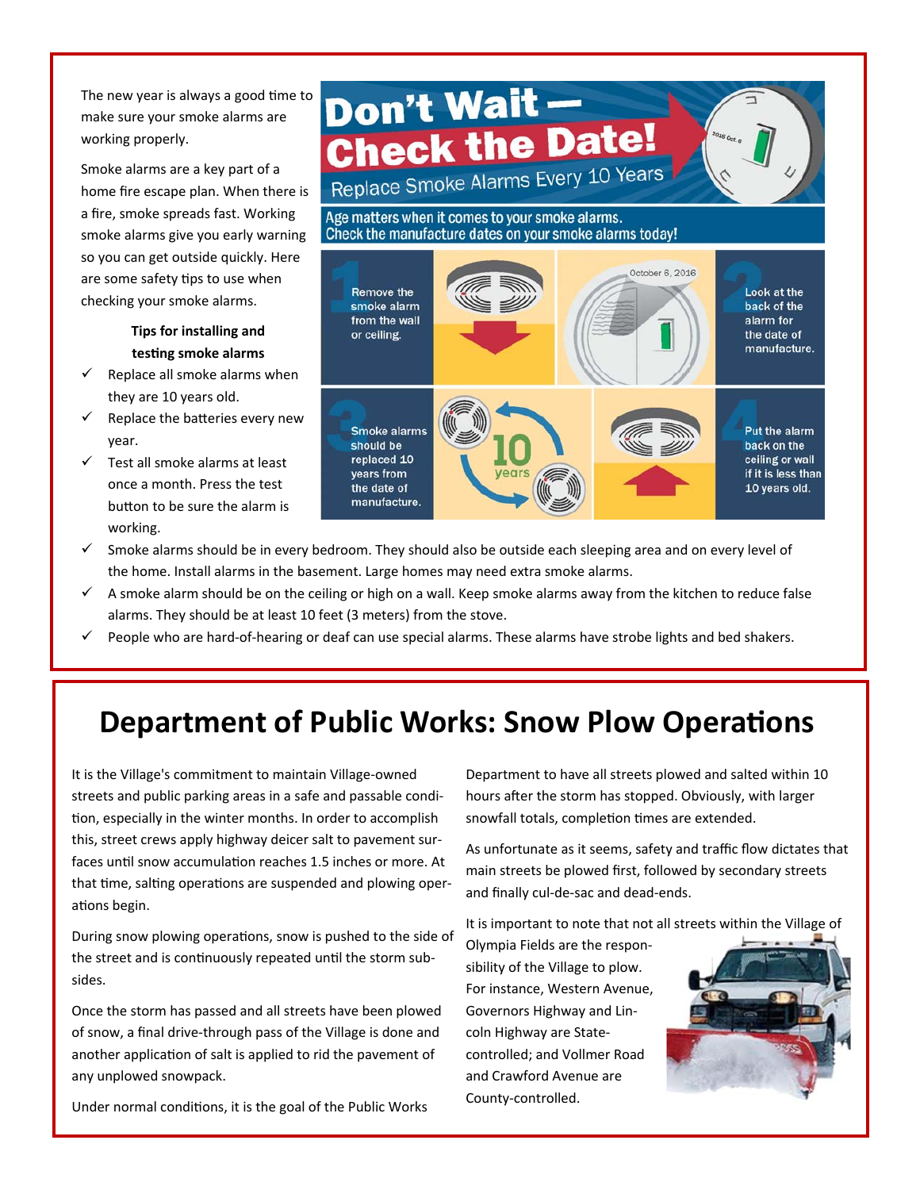The new year is always a good time to make sure your smoke alarms are working properly.

Smoke alarms are a key part of a home fire escape plan. When there is a fire, smoke spreads fast. Working smoke alarms give you early warning so you can get outside quickly. Here are some safety tips to use when checking your smoke alarms.

**Tips for installing and testing smoke alarms**

- ✓ Replace all smoke alarms when they are 10 years old.
- ✓ Replace the batteries every new year.
- ✓ Test all smoke alarms at least once a month. Press the test button to be sure the alarm is working.
- ✓ Smoke alarms should be in every bedroom. They should also be outside each sleeping area and on every level of the home. Install alarms in the basement. Large homes may need extra smoke alarms.
- ✓ A smoke alarm should be on the ceiling or high on a wall. Keep smoke alarms away from the kitchen to reduce false alarms. They should be at least 10 feet (3 meters) from the stove.
- ✓ People who are hard-of-hearing or deaf can use special alarms. These alarms have strobe lights and bed shakers.

**Don't Wait — Check the Date!**

Replace Smoke Alarms Every 10 Years

Age matters when it comes to your smoke alarms. Check the manufacture dates on your smoke alarms today!

1. Remove the smoke alarm from the wall or ceiling.
2. Look at the back of the alarm for the date of manufacture.
3. Smoke alarms should be replaced 10 years from the date of manufacture.
4. Put the alarm back on the ceiling or wall if it is less than 10 years old.

# Department of Public Works: Snow Plow Operations

It is the Village's commitment to maintain Village-owned streets and public parking areas in a safe and passable condition, especially in the winter months. In order to accomplish this, street crews apply highway deicer salt to pavement surfaces until snow accumulation reaches 1.5 inches or more. At that time, salting operations are suspended and plowing operations begin.

During snow plowing operations, snow is pushed to the side of the street and is continuously repeated until the storm subsides.

Once the storm has passed and all streets have been plowed of snow, a final drive-through pass of the Village is done and another application of salt is applied to rid the pavement of any unplowed snowpack.

Under normal conditions, it is the goal of the Public Works Department to have all streets plowed and salted within 10 hours after the storm has stopped. Obviously, with larger snowfall totals, completion times are extended.

As unfortunate as it seems, safety and traffic flow dictates that main streets be plowed first, followed by secondary streets and finally cul-de-sac and dead-ends.

It is important to note that not all streets within the Village of Olympia Fields are the responsibility of the Village to plow. For instance, Western Avenue, Governors Highway and Lincoln Highway are State-controlled; and Vollmer Road and Crawford Avenue are County-controlled.